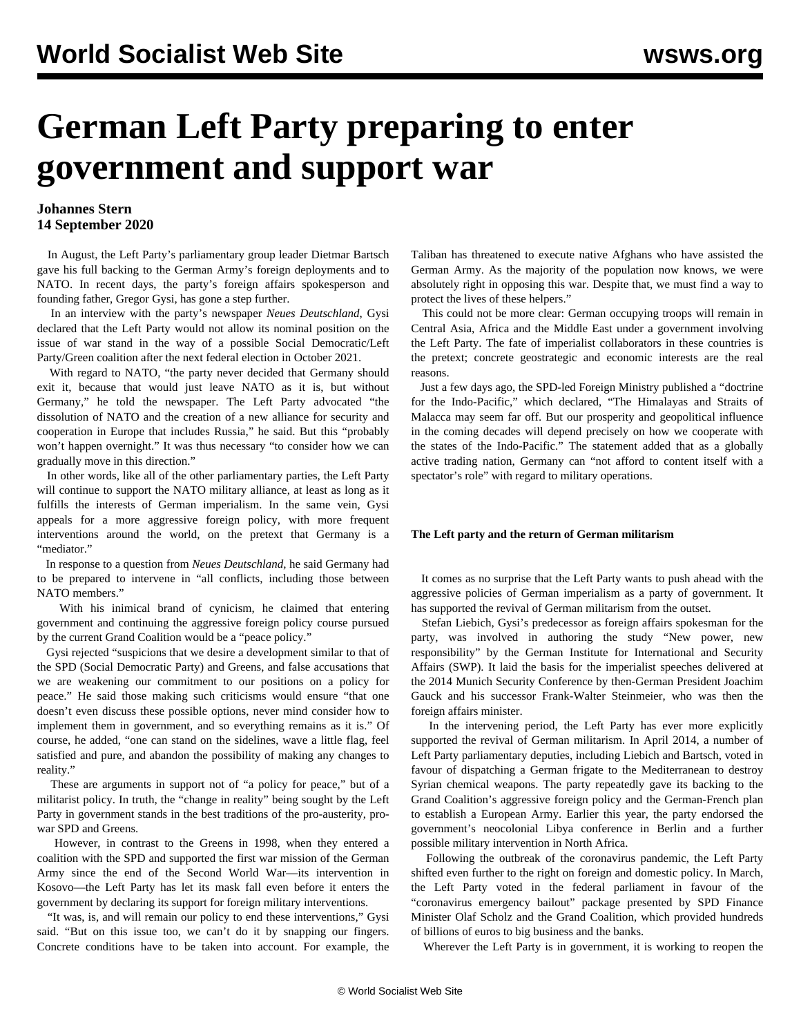# German Left Party preparing to enter government and support war

**Johannes Stern**
**14 September 2020**

In August, the Left Party's parliamentary group leader Dietmar Bartsch gave his full backing to the German Army's foreign deployments and to NATO. In recent days, the party's foreign affairs spokesperson and founding father, Gregor Gysi, has gone a step further.

In an interview with the party's newspaper *Neues Deutschland*, Gysi declared that the Left Party would not allow its nominal position on the issue of war stand in the way of a possible Social Democratic/Left Party/Green coalition after the next federal election in October 2021.

With regard to NATO, "the party never decided that Germany should exit it, because that would just leave NATO as it is, but without Germany," he told the newspaper. The Left Party advocated "the dissolution of NATO and the creation of a new alliance for security and cooperation in Europe that includes Russia," he said. But this "probably won't happen overnight." It was thus necessary "to consider how we can gradually move in this direction."

In other words, like all of the other parliamentary parties, the Left Party will continue to support the NATO military alliance, at least as long as it fulfills the interests of German imperialism. In the same vein, Gysi appeals for a more aggressive foreign policy, with more frequent interventions around the world, on the pretext that Germany is a "mediator."

In response to a question from *Neues Deutschland,* he said Germany had to be prepared to intervene in "all conflicts, including those between NATO members."

With his inimical brand of cynicism, he claimed that entering government and continuing the aggressive foreign policy course pursued by the current Grand Coalition would be a "peace policy."

Gysi rejected "suspicions that we desire a development similar to that of the SPD (Social Democratic Party) and Greens, and false accusations that we are weakening our commitment to our positions on a policy for peace." He said those making such criticisms would ensure "that one doesn't even discuss these possible options, never mind consider how to implement them in government, and so everything remains as it is." Of course, he added, "one can stand on the sidelines, wave a little flag, feel satisfied and pure, and abandon the possibility of making any changes to reality."

These are arguments in support not of "a policy for peace," but of a militarist policy. In truth, the "change in reality" being sought by the Left Party in government stands in the best traditions of the pro-austerity, pro-war SPD and Greens.

However, in contrast to the Greens in 1998, when they entered a coalition with the SPD and supported the first war mission of the German Army since the end of the Second World War—its intervention in Kosovo—the Left Party has let its mask fall even before it enters the government by declaring its support for foreign military interventions.

"It was, is, and will remain our policy to end these interventions," Gysi said. "But on this issue too, we can't do it by snapping our fingers. Concrete conditions have to be taken into account. For example, the Taliban has threatened to execute native Afghans who have assisted the German Army. As the majority of the population now knows, we were absolutely right in opposing this war. Despite that, we must find a way to protect the lives of these helpers."

This could not be more clear: German occupying troops will remain in Central Asia, Africa and the Middle East under a government involving the Left Party. The fate of imperialist collaborators in these countries is the pretext; concrete geostrategic and economic interests are the real reasons.

Just a few days ago, the SPD-led Foreign Ministry published a "doctrine for the Indo-Pacific," which declared, "The Himalayas and Straits of Malacca may seem far off. But our prosperity and geopolitical influence in the coming decades will depend precisely on how we cooperate with the states of the Indo-Pacific." The statement added that as a globally active trading nation, Germany can "not afford to content itself with a spectator's role" with regard to military operations.

**The Left party and the return of German militarism**

It comes as no surprise that the Left Party wants to push ahead with the aggressive policies of German imperialism as a party of government. It has supported the revival of German militarism from the outset.

Stefan Liebich, Gysi's predecessor as foreign affairs spokesman for the party, was involved in authoring the study "New power, new responsibility" by the German Institute for International and Security Affairs (SWP). It laid the basis for the imperialist speeches delivered at the 2014 Munich Security Conference by then-German President Joachim Gauck and his successor Frank-Walter Steinmeier, who was then the foreign affairs minister.

In the intervening period, the Left Party has ever more explicitly supported the revival of German militarism. In April 2014, a number of Left Party parliamentary deputies, including Liebich and Bartsch, voted in favour of dispatching a German frigate to the Mediterranean to destroy Syrian chemical weapons. The party repeatedly gave its backing to the Grand Coalition's aggressive foreign policy and the German-French plan to establish a European Army. Earlier this year, the party endorsed the government's neocolonial Libya conference in Berlin and a further possible military intervention in North Africa.

Following the outbreak of the coronavirus pandemic, the Left Party shifted even further to the right on foreign and domestic policy. In March, the Left Party voted in the federal parliament in favour of the "coronavirus emergency bailout" package presented by SPD Finance Minister Olaf Scholz and the Grand Coalition, which provided hundreds of billions of euros to big business and the banks.

Wherever the Left Party is in government, it is working to reopen the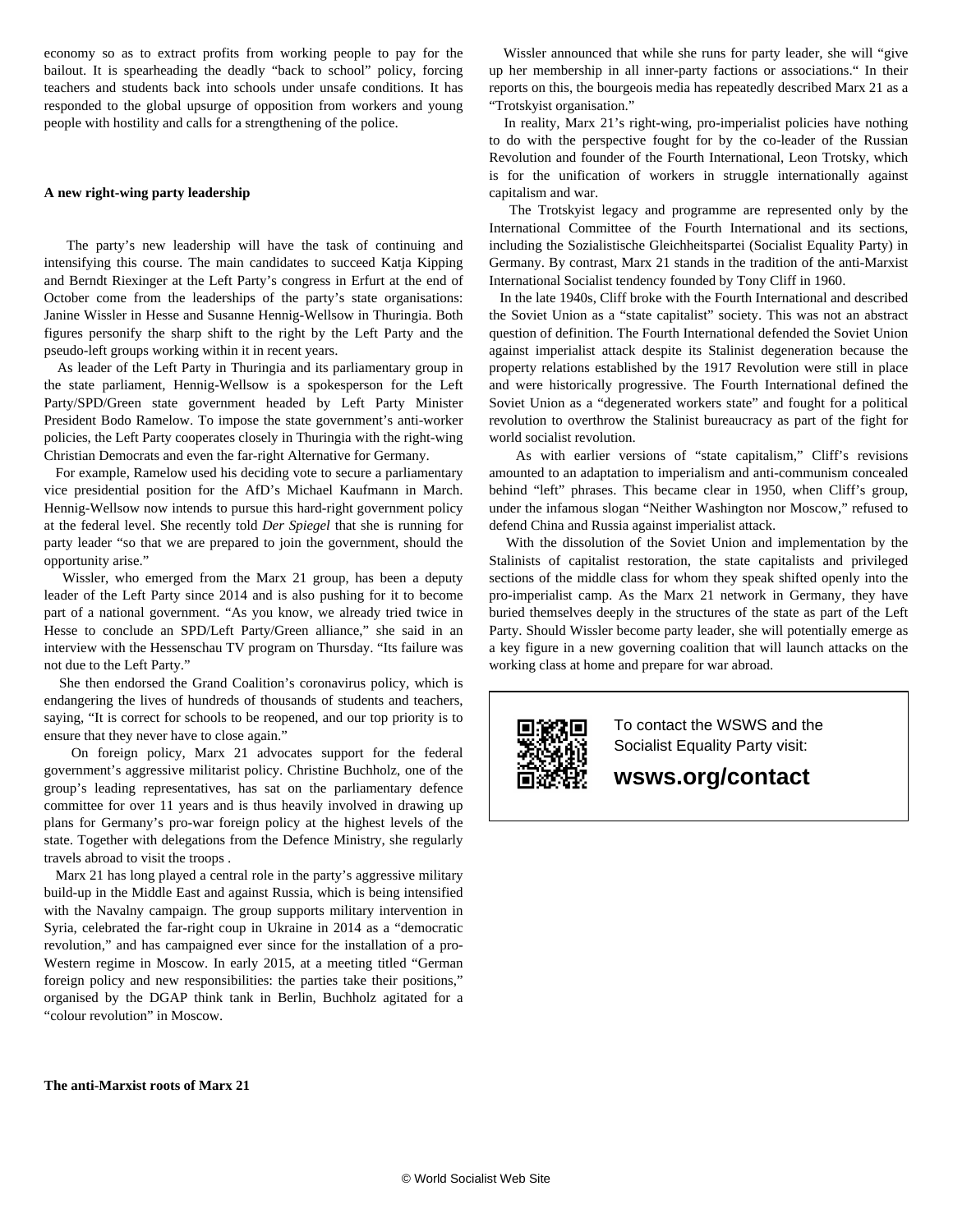economy so as to extract profits from working people to pay for the bailout. It is spearheading the deadly "back to school" policy, forcing teachers and students back into schools under unsafe conditions. It has responded to the global upsurge of opposition from workers and young people with hostility and calls for a strengthening of the police.

**A new right-wing party leadership**

The party's new leadership will have the task of continuing and intensifying this course. The main candidates to succeed Katja Kipping and Berndt Riexinger at the Left Party's congress in Erfurt at the end of October come from the leaderships of the party's state organisations: Janine Wissler in Hesse and Susanne Hennig-Wellsow in Thuringia. Both figures personify the sharp shift to the right by the Left Party and the pseudo-left groups working within it in recent years.

As leader of the Left Party in Thuringia and its parliamentary group in the state parliament, Hennig-Wellsow is a spokesperson for the Left Party/SPD/Green state government headed by Left Party Minister President Bodo Ramelow. To impose the state government's anti-worker policies, the Left Party cooperates closely in Thuringia with the right-wing Christian Democrats and even the far-right Alternative for Germany.

For example, Ramelow used his deciding vote to secure a parliamentary vice presidential position for the AfD's Michael Kaufmann in March. Hennig-Wellsow now intends to pursue this hard-right government policy at the federal level. She recently told *Der Spiegel* that she is running for party leader "so that we are prepared to join the government, should the opportunity arise."

Wissler, who emerged from the Marx 21 group, has been a deputy leader of the Left Party since 2014 and is also pushing for it to become part of a national government. "As you know, we already tried twice in Hesse to conclude an SPD/Left Party/Green alliance," she said in an interview with the Hessenschau TV program on Thursday. "Its failure was not due to the Left Party."

She then endorsed the Grand Coalition's coronavirus policy, which is endangering the lives of hundreds of thousands of students and teachers, saying, "It is correct for schools to be reopened, and our top priority is to ensure that they never have to close again."

On foreign policy, Marx 21 advocates support for the federal government's aggressive militarist policy. Christine Buchholz, one of the group's leading representatives, has sat on the parliamentary defence committee for over 11 years and is thus heavily involved in drawing up plans for Germany's pro-war foreign policy at the highest levels of the state. Together with delegations from the Defence Ministry, she regularly travels abroad to visit the troops .

Marx 21 has long played a central role in the party's aggressive military build-up in the Middle East and against Russia, which is being intensified with the Navalny campaign. The group supports military intervention in Syria, celebrated the far-right coup in Ukraine in 2014 as a "democratic revolution," and has campaigned ever since for the installation of a pro-Western regime in Moscow. In early 2015, at a meeting titled "German foreign policy and new responsibilities: the parties take their positions," organised by the DGAP think tank in Berlin, Buchholz agitated for a "colour revolution" in Moscow.

**The anti-Marxist roots of Marx 21**

Wissler announced that while she runs for party leader, she will "give up her membership in all inner-party factions or associations." In their reports on this, the bourgeois media has repeatedly described Marx 21 as a "Trotskyist organisation."

In reality, Marx 21's right-wing, pro-imperialist policies have nothing to do with the perspective fought for by the co-leader of the Russian Revolution and founder of the Fourth International, Leon Trotsky, which is for the unification of workers in struggle internationally against capitalism and war.

The Trotskyist legacy and programme are represented only by the International Committee of the Fourth International and its sections, including the Sozialistische Gleichheitspartei (Socialist Equality Party) in Germany. By contrast, Marx 21 stands in the tradition of the anti-Marxist International Socialist tendency founded by Tony Cliff in 1960.

In the late 1940s, Cliff broke with the Fourth International and described the Soviet Union as a "state capitalist" society. This was not an abstract question of definition. The Fourth International defended the Soviet Union against imperialist attack despite its Stalinist degeneration because the property relations established by the 1917 Revolution were still in place and were historically progressive. The Fourth International defined the Soviet Union as a "degenerated workers state" and fought for a political revolution to overthrow the Stalinist bureaucracy as part of the fight for world socialist revolution.

As with earlier versions of "state capitalism," Cliff's revisions amounted to an adaptation to imperialism and anti-communism concealed behind "left" phrases. This became clear in 1950, when Cliff's group, under the infamous slogan "Neither Washington nor Moscow," refused to defend China and Russia against imperialist attack.

With the dissolution of the Soviet Union and implementation by the Stalinists of capitalist restoration, the state capitalists and privileged sections of the middle class for whom they speak shifted openly into the pro-imperialist camp. As the Marx 21 network in Germany, they have buried themselves deeply in the structures of the state as part of the Left Party. Should Wissler become party leader, she will potentially emerge as a key figure in a new governing coalition that will launch attacks on the working class at home and prepare for war abroad.

To contact the WSWS and the Socialist Equality Party visit:

**wsws.org/contact**